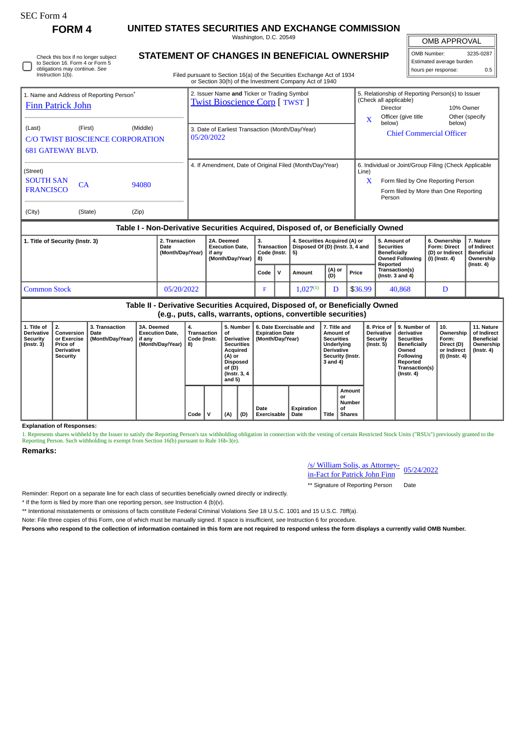SEC Form 4

# FORM 4

## UNITED STATES SECURITIES AND EXCHANGE COMMISSION

Washington, D.C. 20549

## STATEMENT OF CHANGES IN BENEFICIAL OWNERSHIP

Filed pursuant to Section 16(a) of the Securities Exchange Act of 1934 or Section 30(h) of the Investment Company Act of 1940

| OMB APPROVAL | |
|---|---|
| OMB Number: | 3235-0287 |
| Estimated average burden | |
| hours per response: | 0.5 |

☐ Check this box if no longer subject to Section 16. Form 4 or Form 5 obligations may continue. *See* Instruction 1(b).

1. Name and Address of Reporting Person*
Finn Patrick John

(Last) (First) (Middle)
C/O TWIST BIOSCIENCE CORPORATION
681 GATEWAY BLVD.

(Street)
SOUTH SAN FRANCISCO CA 94080

(City) (State) (Zip)

2. Issuer Name **and** Ticker or Trading Symbol
Twist Bioscience Corp [ TWST ]

3. Date of Earliest Transaction (Month/Day/Year)
05/20/2022

4. If Amendment, Date of Original Filed (Month/Day/Year)

5. Relationship of Reporting Person(s) to Issuer (Check all applicable)
Director
10% Owner
X Officer (give title below)
Other (specify below)
Chief Commercial Officer

6. Individual or Joint/Group Filing (Check Applicable Line)
X Form filed by One Reporting Person
Form filed by More than One Reporting Person

### Table I - Non-Derivative Securities Acquired, Disposed of, or Beneficially Owned

| 1. Title of Security (Instr. 3) | 2. Transaction Date (Month/Day/Year) | 2A. Deemed Execution Date, if any (Month/Day/Year) | 3. Transaction Code (Instr. 8) | | 4. Securities Acquired (A) or Disposed Of (D) (Instr. 3, 4 and 5) | | | 5. Amount of Securities Beneficially Owned Following Reported Transaction(s) (Instr. 3 and 4) | 6. Ownership Form: Direct (D) or Indirect (I) (Instr. 4) | 7. Nature of Indirect Beneficial Ownership (Instr. 4) |
|---|---|---|---|---|---|---|---|---|---|---|
| | | | Code | V | Amount | (A) or (D) | Price | | | |
| Common Stock | 05/20/2022 | | F | | 1,027[(1)] | D | $36.99 | 40,868 | D | |

### Table II - Derivative Securities Acquired, Disposed of, or Beneficially Owned (e.g., puts, calls, warrants, options, convertible securities)

| 1. Title of Derivative Security (Instr. 3) | 2. Conversion or Exercise Price of Derivative Security | 3. Transaction Date (Month/Day/Year) | 3A. Deemed Execution Date, if any (Month/Day/Year) | 4. Transaction Code (Instr. 8) | | 5. Number of Derivative Securities Acquired (A) or Disposed of (D) (Instr. 3, 4 and 5) | | 6. Date Exercisable and Expiration Date (Month/Day/Year) | | 7. Title and Amount of Securities Underlying Derivative Security (Instr. 3 and 4) | | 8. Price of Derivative Security (Instr. 5) | 9. Number of derivative Securities Beneficially Owned Following Reported Transaction(s) (Instr. 4) | 10. Ownership Form: Direct (D) or Indirect (I) (Instr. 4) | 11. Nature of Indirect Beneficial Ownership (Instr. 4) |
|---|---|---|---|---|---|---|---|---|---|---|---|---|---|---|---|
| | | | | Code | V | (A) | (D) | Date Exercisable | Expiration Date | Title | Amount or Number of Shares | | | | |

**Explanation of Responses:**

1. Represents shares withheld by the Issuer to satisfy the Reporting Person's tax withholding obligation in connection with the vesting of certain Restricted Stock Units ("RSUs") previously granted to the Reporting Person. Such withholding is exempt from Section 16(b) pursuant to Rule 16b-3(e).

**Remarks:**

/s/ William Solis, as Attorney-in-Fact for Patrick John Finn 05/24/2022

** Signature of Reporting Person Date

Reminder: Report on a separate line for each class of securities beneficially owned directly or indirectly.

* If the form is filed by more than one reporting person, *see* Instruction 4 (b)(v).

** Intentional misstatements or omissions of facts constitute Federal Criminal Violations *See* 18 U.S.C. 1001 and 15 U.S.C. 78ff(a).

Note: File three copies of this Form, one of which must be manually signed. If space is insufficient, *see* Instruction 6 for procedure.

**Persons who respond to the collection of information contained in this form are not required to respond unless the form displays a currently valid OMB Number.**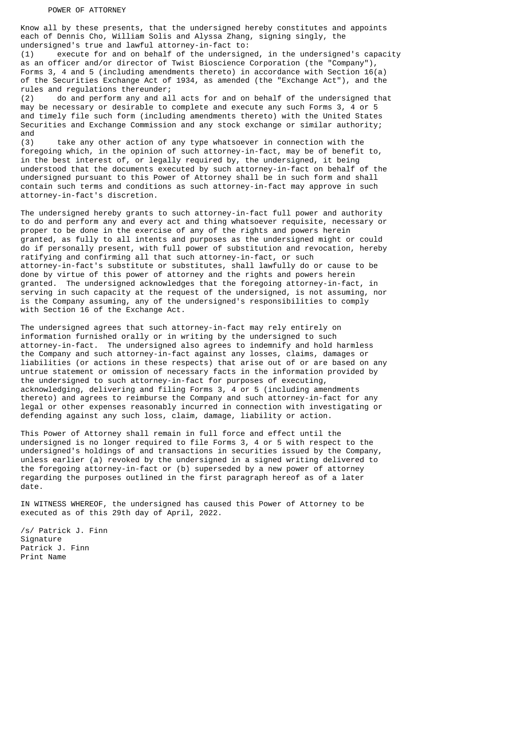# POWER OF ATTORNEY

Know all by these presents, that the undersigned hereby constitutes and appoints each of Dennis Cho, William Solis and Alyssa Zhang, signing singly, the undersigned's true and lawful attorney-in-fact to:

(1) execute for and on behalf of the undersigned, in the undersigned's capacity as an officer and/or director of Twist Bioscience Corporation (the "Company"), Forms 3, 4 and 5 (including amendments thereto) in accordance with Section 16(a) of the Securities Exchange Act of 1934, as amended (the "Exchange Act"), and the rules and regulations thereunder;

(2) do and perform any and all acts for and on behalf of the undersigned that may be necessary or desirable to complete and execute any such Forms 3, 4 or 5 and timely file such form (including amendments thereto) with the United States Securities and Exchange Commission and any stock exchange or similar authority; and

(3) take any other action of any type whatsoever in connection with the foregoing which, in the opinion of such attorney-in-fact, may be of benefit to, in the best interest of, or legally required by, the undersigned, it being understood that the documents executed by such attorney-in-fact on behalf of the undersigned pursuant to this Power of Attorney shall be in such form and shall contain such terms and conditions as such attorney-in-fact may approve in such attorney-in-fact's discretion.

The undersigned hereby grants to such attorney-in-fact full power and authority to do and perform any and every act and thing whatsoever requisite, necessary or proper to be done in the exercise of any of the rights and powers herein granted, as fully to all intents and purposes as the undersigned might or could do if personally present, with full power of substitution and revocation, hereby ratifying and confirming all that such attorney-in-fact, or such attorney-in-fact's substitute or substitutes, shall lawfully do or cause to be done by virtue of this power of attorney and the rights and powers herein granted. The undersigned acknowledges that the foregoing attorney-in-fact, in serving in such capacity at the request of the undersigned, is not assuming, nor is the Company assuming, any of the undersigned's responsibilities to comply with Section 16 of the Exchange Act.

The undersigned agrees that such attorney-in-fact may rely entirely on information furnished orally or in writing by the undersigned to such attorney-in-fact. The undersigned also agrees to indemnify and hold harmless the Company and such attorney-in-fact against any losses, claims, damages or liabilities (or actions in these respects) that arise out of or are based on any untrue statement or omission of necessary facts in the information provided by the undersigned to such attorney-in-fact for purposes of executing, acknowledging, delivering and filing Forms 3, 4 or 5 (including amendments thereto) and agrees to reimburse the Company and such attorney-in-fact for any legal or other expenses reasonably incurred in connection with investigating or defending against any such loss, claim, damage, liability or action.

This Power of Attorney shall remain in full force and effect until the undersigned is no longer required to file Forms 3, 4 or 5 with respect to the undersigned's holdings of and transactions in securities issued by the Company, unless earlier (a) revoked by the undersigned in a signed writing delivered to the foregoing attorney-in-fact or (b) superseded by a new power of attorney regarding the purposes outlined in the first paragraph hereof as of a later date.

IN WITNESS WHEREOF, the undersigned has caused this Power of Attorney to be executed as of this 29th day of April, 2022.

/s/ Patrick J. Finn
Signature
Patrick J. Finn
Print Name